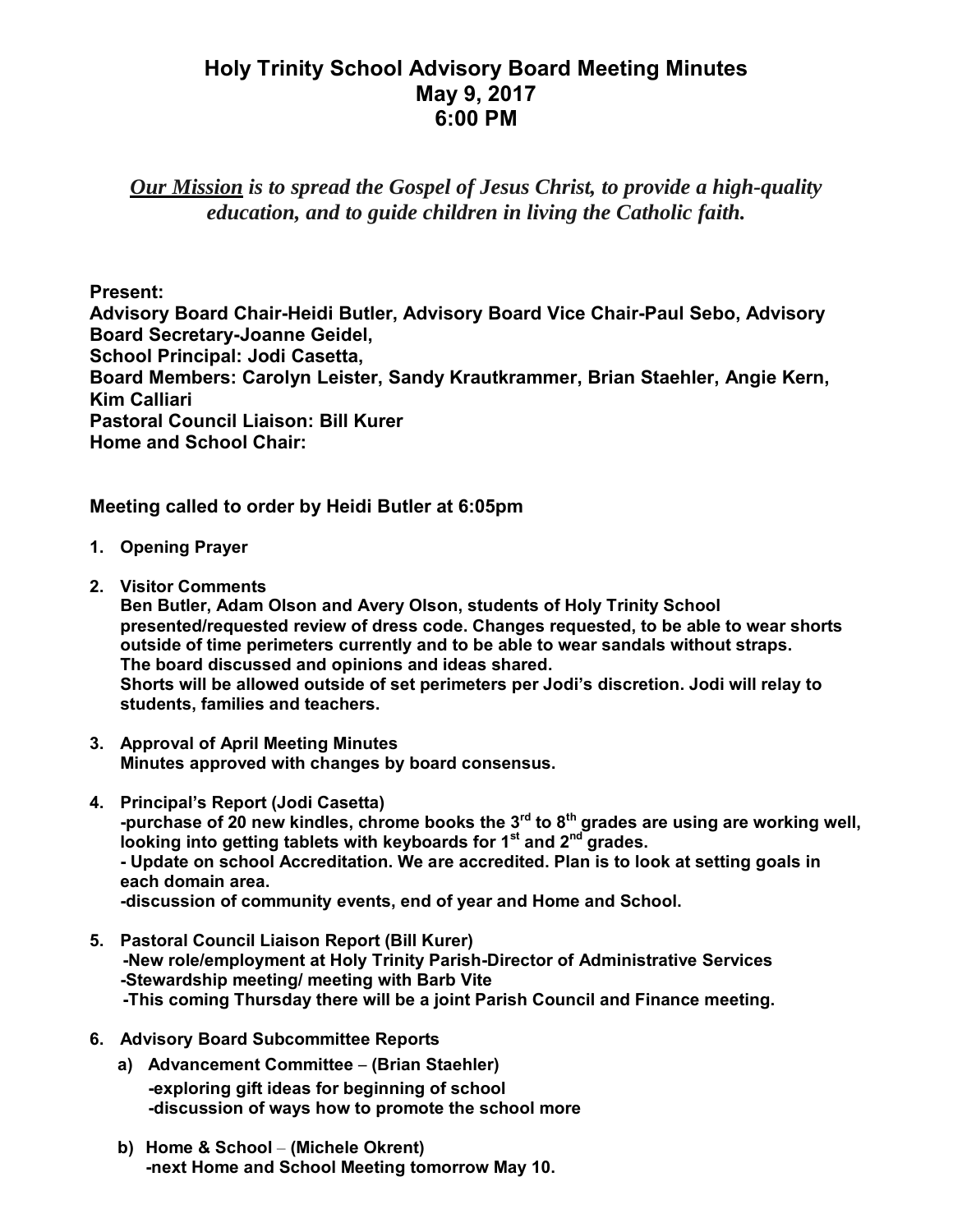# Holy Trinity School Advisory Board Meeting Minutes
## May 9, 2017
## 6:00 PM

***Our Mission** is to spread the Gospel of Jesus Christ, to provide a high-quality education, and to guide children in living the Catholic faith.*

**Present:**
**Advisory Board Chair-Heidi Butler, Advisory Board Vice Chair-Paul Sebo, Advisory Board Secretary-Joanne Geidel,**
**School Principal: Jodi Casetta,**
**Board Members: Carolyn Leister, Sandy Krautkrammer, Brian Staehler, Angie Kern, Kim Calliari**
**Pastoral Council Liaison: Bill Kurer**
**Home and School Chair:**

**Meeting called to order by Heidi Butler at 6:05pm**

1. **Opening Prayer**

2. **Visitor Comments**
   **Ben Butler, Adam Olson and Avery Olson, students of Holy Trinity School presented/requested review of dress code. Changes requested, to be able to wear shorts outside of time perimeters currently and to be able to wear sandals without straps.**
   **The board discussed and opinions and ideas shared.**
   **Shorts will be allowed outside of set perimeters per Jodi's discretion. Jodi will relay to students, families and teachers.**

3. **Approval of April Meeting Minutes**
   **Minutes approved with changes by board consensus.**

4. **Principal's Report (Jodi Casetta)**
   **-purchase of 20 new kindles, chrome books the 3rd to 8th grades are using are working well, looking into getting tablets with keyboards for 1st and 2nd grades.**
   **- Update on school Accreditation. We are accredited. Plan is to look at setting goals in each domain area.**
   **-discussion of community events, end of year and Home and School.**

5. **Pastoral Council Liaison Report (Bill Kurer)**
   **-New role/employment at Holy Trinity Parish-Director of Administrative Services**
   **-Stewardship meeting/ meeting with Barb Vite**
   **-This coming Thursday there will be a joint Parish Council and Finance meeting.**

6. **Advisory Board Subcommittee Reports**
   a) **Advancement Committee – (Brian Staehler)**
      **-exploring gift ideas for beginning of school**
      **-discussion of ways how to promote the school more**

   b) **Home & School – (Michele Okrent)**
      **-next Home and School Meeting tomorrow May 10.**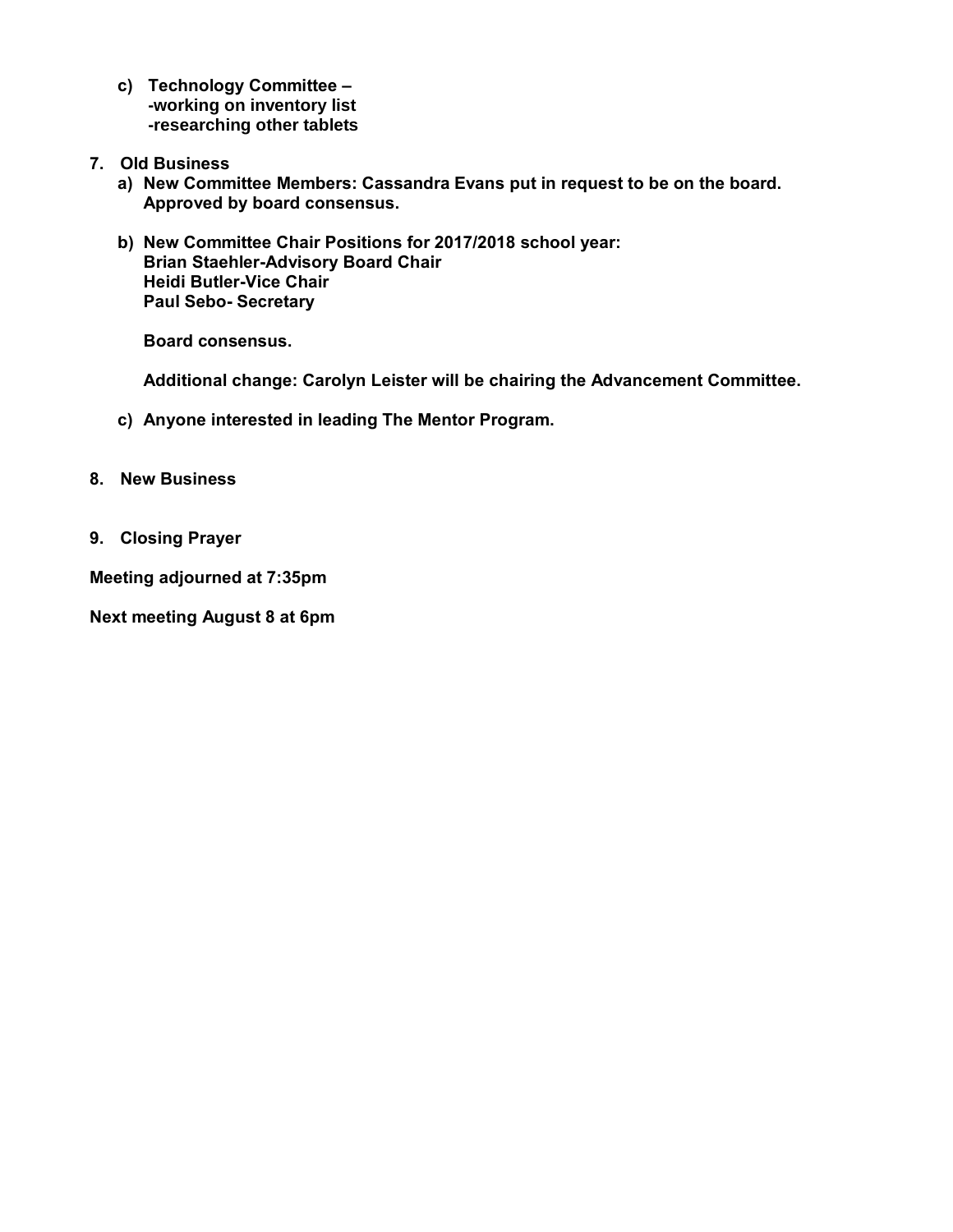c) **Technology Committee –**
   **-working on inventory list**
   **-researching other tablets**

7. **Old Business**
   a) **New Committee Members: Cassandra Evans put in request to be on the board. Approved by board consensus.**

   b) **New Committee Chair Positions for 2017/2018 school year:**
      **Brian Staehler-Advisory Board Chair**
      **Heidi Butler-Vice Chair**
      **Paul Sebo- Secretary**

      **Board consensus.**

      **Additional change: Carolyn Leister will be chairing the Advancement Committee.**

   c) **Anyone interested in leading The Mentor Program.**

8. **New Business**

9. **Closing Prayer**

**Meeting adjourned at 7:35pm**

**Next meeting August 8 at 6pm**